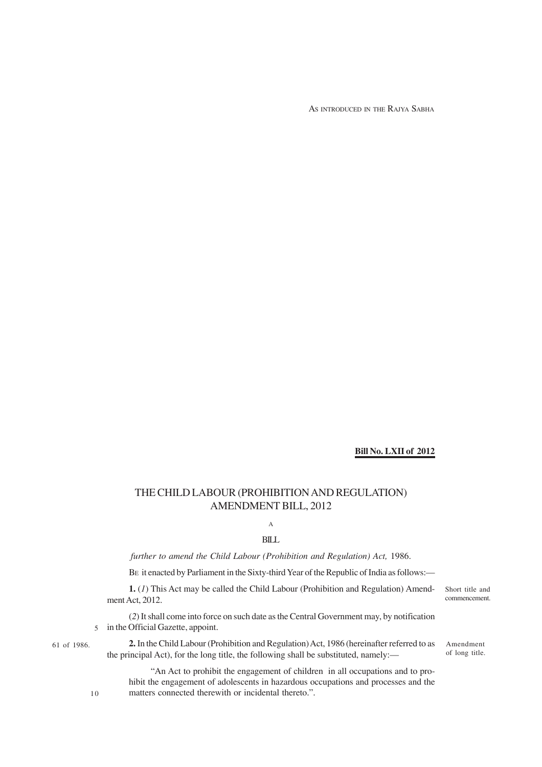AS INTRODUCED IN THE RAJYA SABHA

**Bill No. LXII of 2012**

# THE CHILD LABOUR (PROHIBITION AND REGULATION) AMENDMENT BILL, 2012

A

BILL

*further to amend the Child Labour (Prohibition and Regulation) Act,* 1986.

BE it enacted by Parliament in the Sixty-third Year of the Republic of India as follows:—

Short title and commencement.

**1.** (*1*) This Act may be called the Child Labour (Prohibition and Regulation) Amendment Act, 2012.

(*2*) It shall come into force on such date as the Central Government may, by notification in the Official Gazette, appoint.

Amendment of long title.

61 of 1986.

**2.** In the Child Labour (Prohibition and Regulation) Act, 1986 (hereinafter referred to as the principal Act), for the long title, the following shall be substituted, namely:—

"An Act to prohibit the engagement of children in all occupations and to prohibit the engagement of adolescents in hazardous occupations and processes and the matters connected therewith or incidental thereto.".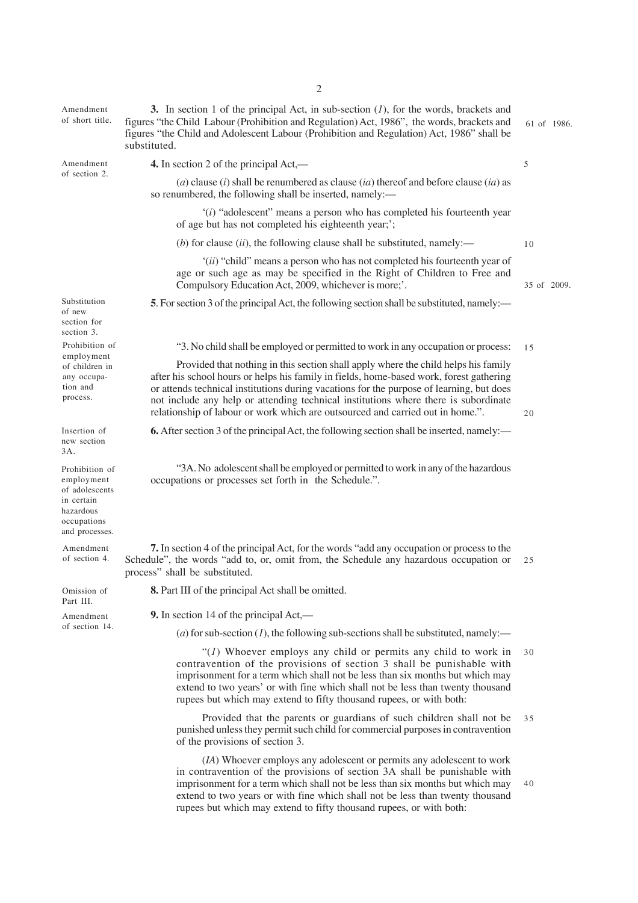Amendment of short title.

**3.** In section 1 of the principal Act, in sub-section (*1*), for the words, brackets and figures "the Child Labour (Prohibition and Regulation) Act, 1986", the words, brackets and figures "the Child and Adolescent Labour (Prohibition and Regulation) Act, 1986" shall be substituted.

61 of 1986.

Amendment of section 2.

**4.** In section 2 of the principal Act,—

(*a*) clause (*i*) shall be renumbered as clause (*ia*) thereof and before clause (*ia*) as so renumbered, the following shall be inserted, namely:—

'(*i*) "adolescent" means a person who has completed his fourteenth year of age but has not completed his eighteenth year;';

(*b*) for clause (*ii*), the following clause shall be substituted, namely:—

'(*ii*) "child" means a person who has not completed his fourteenth year of age or such age as may be specified in the Right of Children to Free and Compulsory Education Act, 2009, whichever is more;'.

35 of 2009.

Substitution of new section for section 3.

**5**. For section 3 of the principal Act, the following section shall be substituted, namely:—

Prohibition of employment of children in any occupation and process.

"3. No child shall be employed or permitted to work in any occupation or process:

Provided that nothing in this section shall apply where the child helps his family after his school hours or helps his family in fields, home-based work, forest gathering or attends technical institutions during vacations for the purpose of learning, but does not include any help or attending technical institutions where there is subordinate relationship of labour or work which are outsourced and carried out in home.".

Insertion of new section 3A.

**6.** After section 3 of the principal Act, the following section shall be inserted, namely:—

Prohibition of employment of adolescents in certain hazardous occupations and processes.

"3A. No adolescent shall be employed or permitted to work in any of the hazardous occupations or processes set forth in the Schedule.".

Amendment of section 4.

**7.** In section 4 of the principal Act, for the words "add any occupation or process to the Schedule", the words "add to, or, omit from, the Schedule any hazardous occupation or process" shall be substituted.

Omission of Part III.

**8.** Part III of the principal Act shall be omitted.

Amendment of section 14.

**9.** In section 14 of the principal Act,—

(*a*) for sub-section (*1*), the following sub-sections shall be substituted, namely:—

"(*1*) Whoever employs any child or permits any child to work in contravention of the provisions of section 3 shall be punishable with imprisonment for a term which shall not be less than six months but which may extend to two years' or with fine which shall not be less than twenty thousand rupees but which may extend to fifty thousand rupees, or with both:

Provided that the parents or guardians of such children shall not be punished unless they permit such child for commercial purposes in contravention of the provisions of section 3.

(*IA*) Whoever employs any adolescent or permits any adolescent to work in contravention of the provisions of section 3A shall be punishable with imprisonment for a term which shall not be less than six months but which may extend to two years or with fine which shall not be less than twenty thousand rupees but which may extend to fifty thousand rupees, or with both: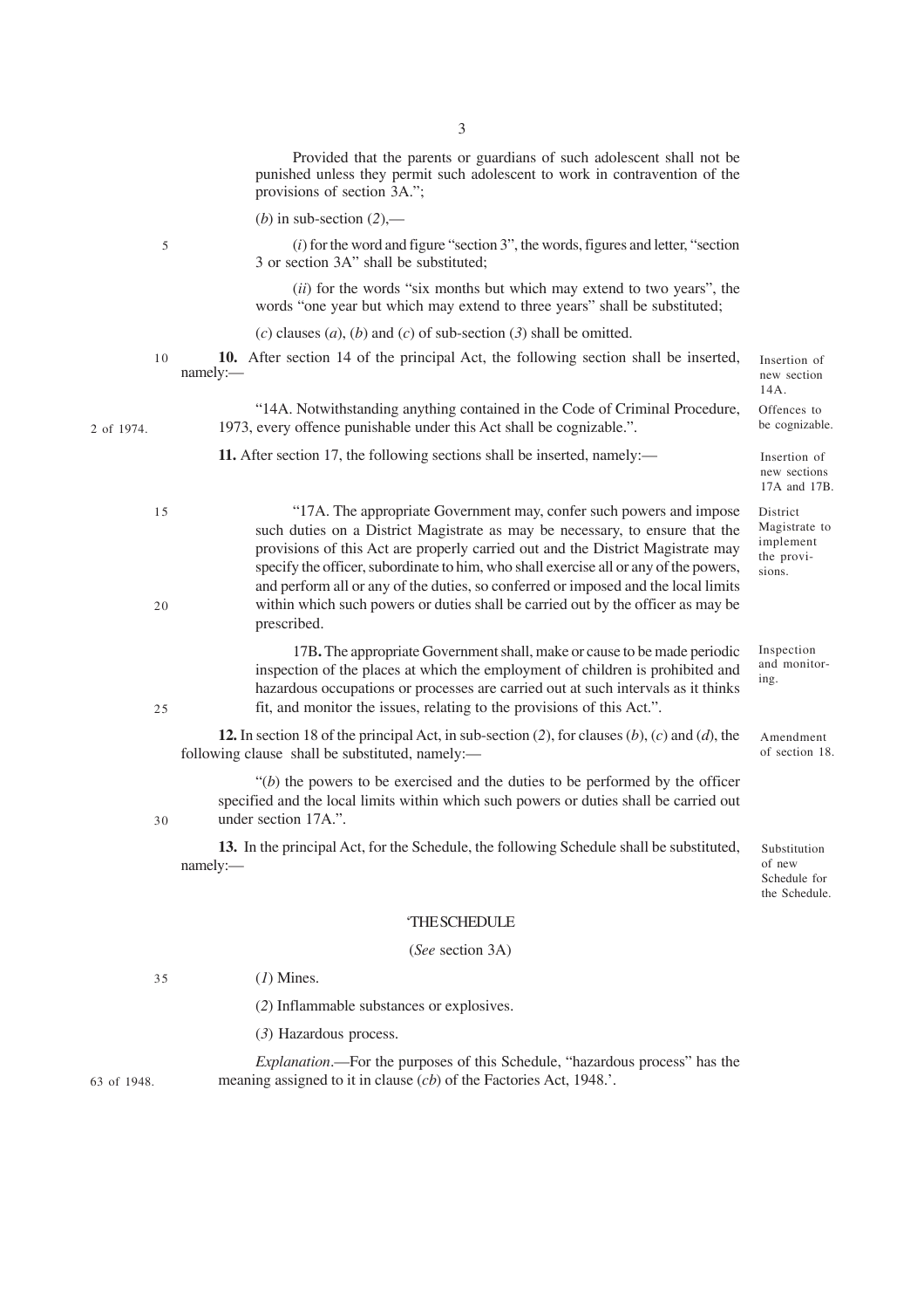Provided that the parents or guardians of such adolescent shall not be punished unless they permit such adolescent to work in contravention of the provisions of section 3A.";

(*b*) in sub-section (*2*),—

(*i*) for the word and figure "section 3", the words, figures and letter, "section 3 or section 3A" shall be substituted;

(*ii*) for the words "six months but which may extend to two years", the words "one year but which may extend to three years" shall be substituted;

(*c*) clauses (*a*), (*b*) and (*c*) of sub-section (*3*) shall be omitted.

*Insertion of new section 14A.*

**10.** After section 14 of the principal Act, the following section shall be inserted, namely:—

*Offences to be cognizable.*

"14A. Notwithstanding anything contained in the Code of Criminal Procedure, 1973, every offence punishable under this Act shall be cognizable.".

2 of 1974.

*Insertion of new sections 17A and 17B.*

**11.** After section 17, the following sections shall be inserted, namely:—

*District Magistrate to implement the provisions.*

"17A. The appropriate Government may, confer such powers and impose such duties on a District Magistrate as may be necessary, to ensure that the provisions of this Act are properly carried out and the District Magistrate may specify the officer, subordinate to him, who shall exercise all or any of the powers, and perform all or any of the duties, so conferred or imposed and the local limits within which such powers or duties shall be carried out by the officer as may be prescribed.

*Inspection and monitoring.*

17B**.** The appropriate Government shall, make or cause to be made periodic inspection of the places at which the employment of children is prohibited and hazardous occupations or processes are carried out at such intervals as it thinks fit, and monitor the issues, relating to the provisions of this Act.".

*Amendment of section 18.*

**12.** In section 18 of the principal Act, in sub-section (*2*), for clauses (*b*), (*c*) and (*d*), the following clause shall be substituted, namely:—

"(*b*) the powers to be exercised and the duties to be performed by the officer specified and the local limits within which such powers or duties shall be carried out under section 17A.".

*Substitution of new Schedule for the Schedule.*

**13.** In the principal Act, for the Schedule, the following Schedule shall be substituted, namely:—

'THE SCHEDULE

(*See* section 3A)

(*1*) Mines.

(*2*) Inflammable substances or explosives.

(*3*) Hazardous process.

*Explanation*.—For the purposes of this Schedule, "hazardous process" has the meaning assigned to it in clause (*cb*) of the Factories Act, 1948.'.

63 of 1948.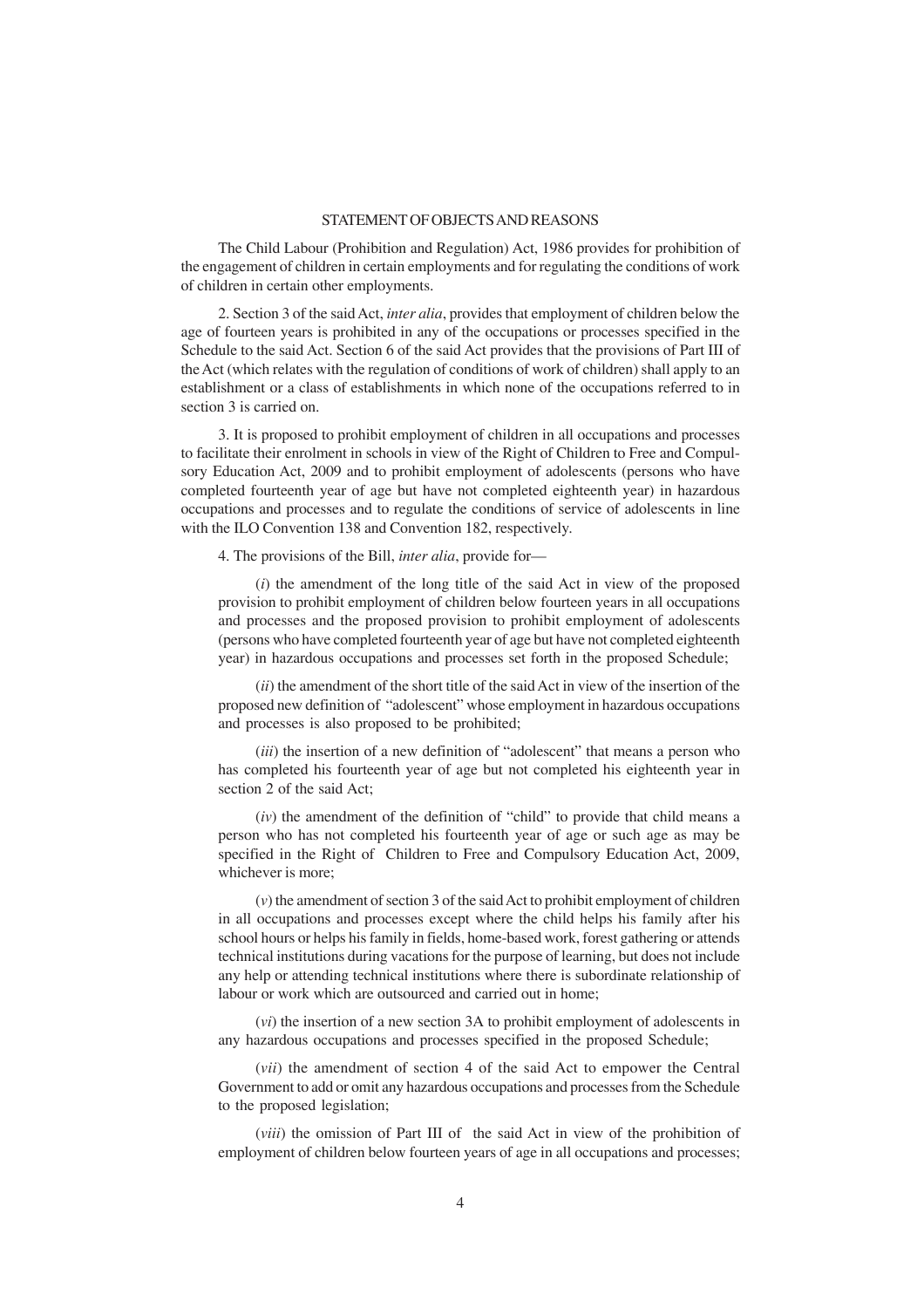## STATEMENT OF OBJECTS AND REASONS

The Child Labour (Prohibition and Regulation) Act, 1986 provides for prohibition of the engagement of children in certain employments and for regulating the conditions of work of children in certain other employments.

2. Section 3 of the said Act, *inter alia*, provides that employment of children below the age of fourteen years is prohibited in any of the occupations or processes specified in the Schedule to the said Act. Section 6 of the said Act provides that the provisions of Part III of the Act (which relates with the regulation of conditions of work of children) shall apply to an establishment or a class of establishments in which none of the occupations referred to in section 3 is carried on.

3. It is proposed to prohibit employment of children in all occupations and processes to facilitate their enrolment in schools in view of the Right of Children to Free and Compulsory Education Act, 2009 and to prohibit employment of adolescents (persons who have completed fourteenth year of age but have not completed eighteenth year) in hazardous occupations and processes and to regulate the conditions of service of adolescents in line with the ILO Convention 138 and Convention 182, respectively.

4. The provisions of the Bill, *inter alia*, provide for—

(*i*) the amendment of the long title of the said Act in view of the proposed provision to prohibit employment of children below fourteen years in all occupations and processes and the proposed provision to prohibit employment of adolescents (persons who have completed fourteenth year of age but have not completed eighteenth year) in hazardous occupations and processes set forth in the proposed Schedule;

(*ii*) the amendment of the short title of the said Act in view of the insertion of the proposed new definition of "adolescent" whose employment in hazardous occupations and processes is also proposed to be prohibited;

(*iii*) the insertion of a new definition of "adolescent" that means a person who has completed his fourteenth year of age but not completed his eighteenth year in section 2 of the said Act;

(*iv*) the amendment of the definition of "child" to provide that child means a person who has not completed his fourteenth year of age or such age as may be specified in the Right of Children to Free and Compulsory Education Act, 2009, whichever is more;

(*v*) the amendment of section 3 of the said Act to prohibit employment of children in all occupations and processes except where the child helps his family after his school hours or helps his family in fields, home-based work, forest gathering or attends technical institutions during vacations for the purpose of learning, but does not include any help or attending technical institutions where there is subordinate relationship of labour or work which are outsourced and carried out in home;

(*vi*) the insertion of a new section 3A to prohibit employment of adolescents in any hazardous occupations and processes specified in the proposed Schedule;

(*vii*) the amendment of section 4 of the said Act to empower the Central Government to add or omit any hazardous occupations and processes from the Schedule to the proposed legislation;

(*viii*) the omission of Part III of the said Act in view of the prohibition of employment of children below fourteen years of age in all occupations and processes;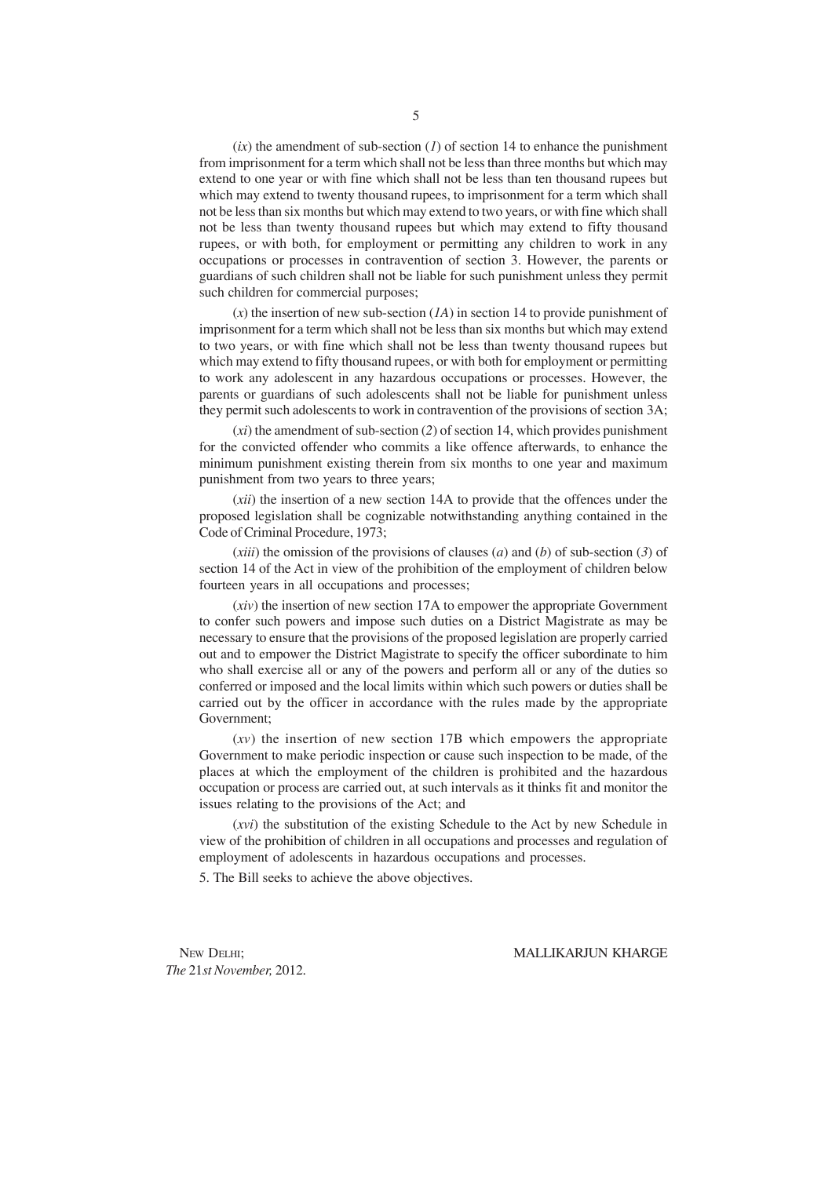(*ix*) the amendment of sub-section (*1*) of section 14 to enhance the punishment from imprisonment for a term which shall not be less than three months but which may extend to one year or with fine which shall not be less than ten thousand rupees but which may extend to twenty thousand rupees, to imprisonment for a term which shall not be less than six months but which may extend to two years, or with fine which shall not be less than twenty thousand rupees but which may extend to fifty thousand rupees, or with both, for employment or permitting any children to work in any occupations or processes in contravention of section 3. However, the parents or guardians of such children shall not be liable for such punishment unless they permit such children for commercial purposes;

(*x*) the insertion of new sub-section (*1A*) in section 14 to provide punishment of imprisonment for a term which shall not be less than six months but which may extend to two years, or with fine which shall not be less than twenty thousand rupees but which may extend to fifty thousand rupees, or with both for employment or permitting to work any adolescent in any hazardous occupations or processes. However, the parents or guardians of such adolescents shall not be liable for punishment unless they permit such adolescents to work in contravention of the provisions of section 3A;

(*xi*) the amendment of sub-section (*2*) of section 14, which provides punishment for the convicted offender who commits a like offence afterwards, to enhance the minimum punishment existing therein from six months to one year and maximum punishment from two years to three years;

(*xii*) the insertion of a new section 14A to provide that the offences under the proposed legislation shall be cognizable notwithstanding anything contained in the Code of Criminal Procedure, 1973;

(*xiii*) the omission of the provisions of clauses (*a*) and (*b*) of sub-section (*3*) of section 14 of the Act in view of the prohibition of the employment of children below fourteen years in all occupations and processes;

(*xiv*) the insertion of new section 17A to empower the appropriate Government to confer such powers and impose such duties on a District Magistrate as may be necessary to ensure that the provisions of the proposed legislation are properly carried out and to empower the District Magistrate to specify the officer subordinate to him who shall exercise all or any of the powers and perform all or any of the duties so conferred or imposed and the local limits within which such powers or duties shall be carried out by the officer in accordance with the rules made by the appropriate Government;

(*xv*) the insertion of new section 17B which empowers the appropriate Government to make periodic inspection or cause such inspection to be made, of the places at which the employment of the children is prohibited and the hazardous occupation or process are carried out, at such intervals as it thinks fit and monitor the issues relating to the provisions of the Act; and

(*xvi*) the substitution of the existing Schedule to the Act by new Schedule in view of the prohibition of children in all occupations and processes and regulation of employment of adolescents in hazardous occupations and processes.

5. The Bill seeks to achieve the above objectives.

NEW DELHI;
*The* 21*st November,* 2012.

MALLIKARJUN KHARGE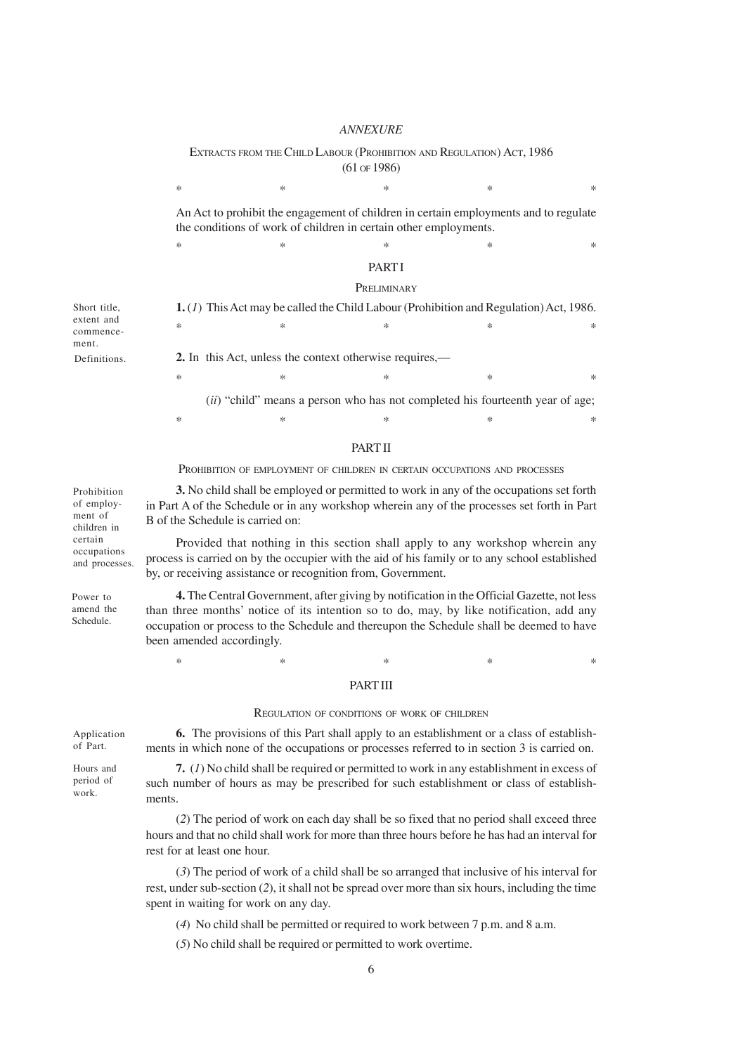*ANNEXURE*

EXTRACTS FROM THE CHILD LABOUR (PROHIBITION AND REGULATION) ACT, 1986
(61 OF 1986)

\*    \*    \*    \*    \*

An Act to prohibit the engagement of children in certain employments and to regulate the conditions of work of children in certain other employments.

\*    \*    \*    \*    \*

## PART I

### PRELIMINARY

Short title, extent and commencement.

**1.** (*1*) This Act may be called the Child Labour (Prohibition and Regulation) Act, 1986.

\*    \*    \*    \*    \*

Definitions.

**2.** In this Act, unless the context otherwise requires,—

\*    \*    \*    \*    \*

(*ii*) "child" means a person who has not completed his fourteenth year of age;

\*    \*    \*    \*    \*

## PART II

### PROHIBITION OF EMPLOYMENT OF CHILDREN IN CERTAIN OCCUPATIONS AND PROCESSES

Prohibition of employment of children in certain occupations and processes.

**3.** No child shall be employed or permitted to work in any of the occupations set forth in Part A of the Schedule or in any workshop wherein any of the processes set forth in Part B of the Schedule is carried on:

Provided that nothing in this section shall apply to any workshop wherein any process is carried on by the occupier with the aid of his family or to any school established by, or receiving assistance or recognition from, Government.

Power to amend the Schedule.

**4.** The Central Government, after giving by notification in the Official Gazette, not less than three months' notice of its intention so to do, may, by like notification, add any occupation or process to the Schedule and thereupon the Schedule shall be deemed to have been amended accordingly.

\*    \*    \*    \*    \*

## PART III

### REGULATION OF CONDITIONS OF WORK OF CHILDREN

Application of Part.

**6.** The provisions of this Part shall apply to an establishment or a class of establishments in which none of the occupations or processes referred to in section 3 is carried on.

Hours and period of work.

**7.** (*1*) No child shall be required or permitted to work in any establishment in excess of such number of hours as may be prescribed for such establishment or class of establishments.

(*2*) The period of work on each day shall be so fixed that no period shall exceed three hours and that no child shall work for more than three hours before he has had an interval for rest for at least one hour.

(*3*) The period of work of a child shall be so arranged that inclusive of his interval for rest, under sub-section (*2*), it shall not be spread over more than six hours, including the time spent in waiting for work on any day.

(*4*) No child shall be permitted or required to work between 7 p.m. and 8 a.m.

(*5*) No child shall be required or permitted to work overtime.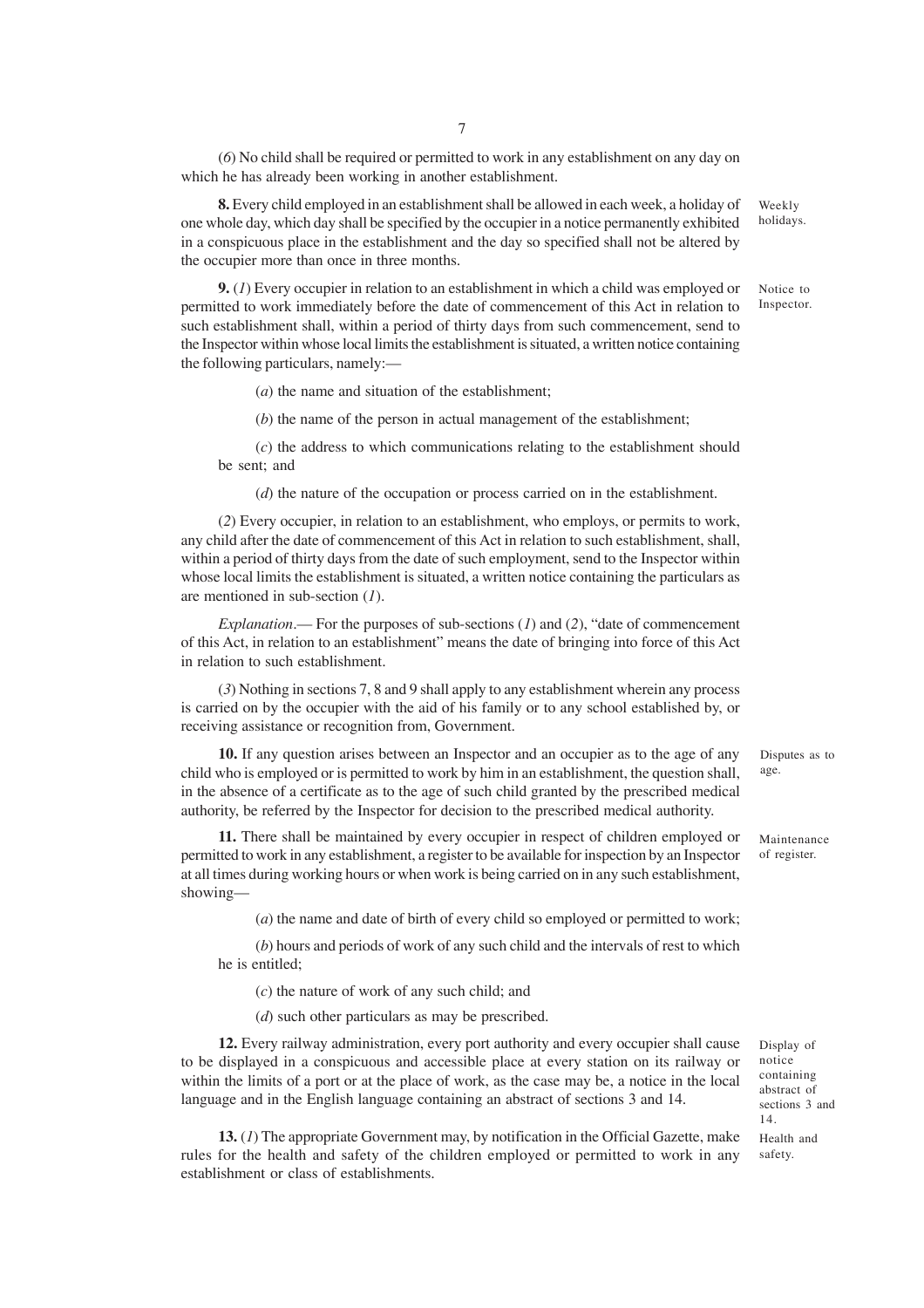(*6*) No child shall be required or permitted to work in any establishment on any day on which he has already been working in another establishment.

Weekly holidays.

**8.** Every child employed in an establishment shall be allowed in each week, a holiday of one whole day, which day shall be specified by the occupier in a notice permanently exhibited in a conspicuous place in the establishment and the day so specified shall not be altered by the occupier more than once in three months.

Notice to Inspector.

**9.** (*1*) Every occupier in relation to an establishment in which a child was employed or permitted to work immediately before the date of commencement of this Act in relation to such establishment shall, within a period of thirty days from such commencement, send to the Inspector within whose local limits the establishment is situated, a written notice containing the following particulars, namely:—

(*a*) the name and situation of the establishment;

(*b*) the name of the person in actual management of the establishment;

(*c*) the address to which communications relating to the establishment should be sent; and

(*d*) the nature of the occupation or process carried on in the establishment.

(*2*) Every occupier, in relation to an establishment, who employs, or permits to work, any child after the date of commencement of this Act in relation to such establishment, shall, within a period of thirty days from the date of such employment, send to the Inspector within whose local limits the establishment is situated, a written notice containing the particulars as are mentioned in sub-section (*1*).

*Explanation*.— For the purposes of sub-sections (*1*) and (*2*), "date of commencement of this Act, in relation to an establishment" means the date of bringing into force of this Act in relation to such establishment.

(*3*) Nothing in sections 7, 8 and 9 shall apply to any establishment wherein any process is carried on by the occupier with the aid of his family or to any school established by, or receiving assistance or recognition from, Government.

Disputes as to age.

**10.** If any question arises between an Inspector and an occupier as to the age of any child who is employed or is permitted to work by him in an establishment, the question shall, in the absence of a certificate as to the age of such child granted by the prescribed medical authority, be referred by the Inspector for decision to the prescribed medical authority.

Maintenance of register.

**11.** There shall be maintained by every occupier in respect of children employed or permitted to work in any establishment, a register to be available for inspection by an Inspector at all times during working hours or when work is being carried on in any such establishment, showing—

(*a*) the name and date of birth of every child so employed or permitted to work;

(*b*) hours and periods of work of any such child and the intervals of rest to which he is entitled;

(*c*) the nature of work of any such child; and

(*d*) such other particulars as may be prescribed.

Display of notice containing abstract of sections 3 and 14.

**12.** Every railway administration, every port authority and every occupier shall cause to be displayed in a conspicuous and accessible place at every station on its railway or within the limits of a port or at the place of work, as the case may be, a notice in the local language and in the English language containing an abstract of sections 3 and 14.

Health and safety.

**13.** (*1*) The appropriate Government may, by notification in the Official Gazette, make rules for the health and safety of the children employed or permitted to work in any establishment or class of establishments.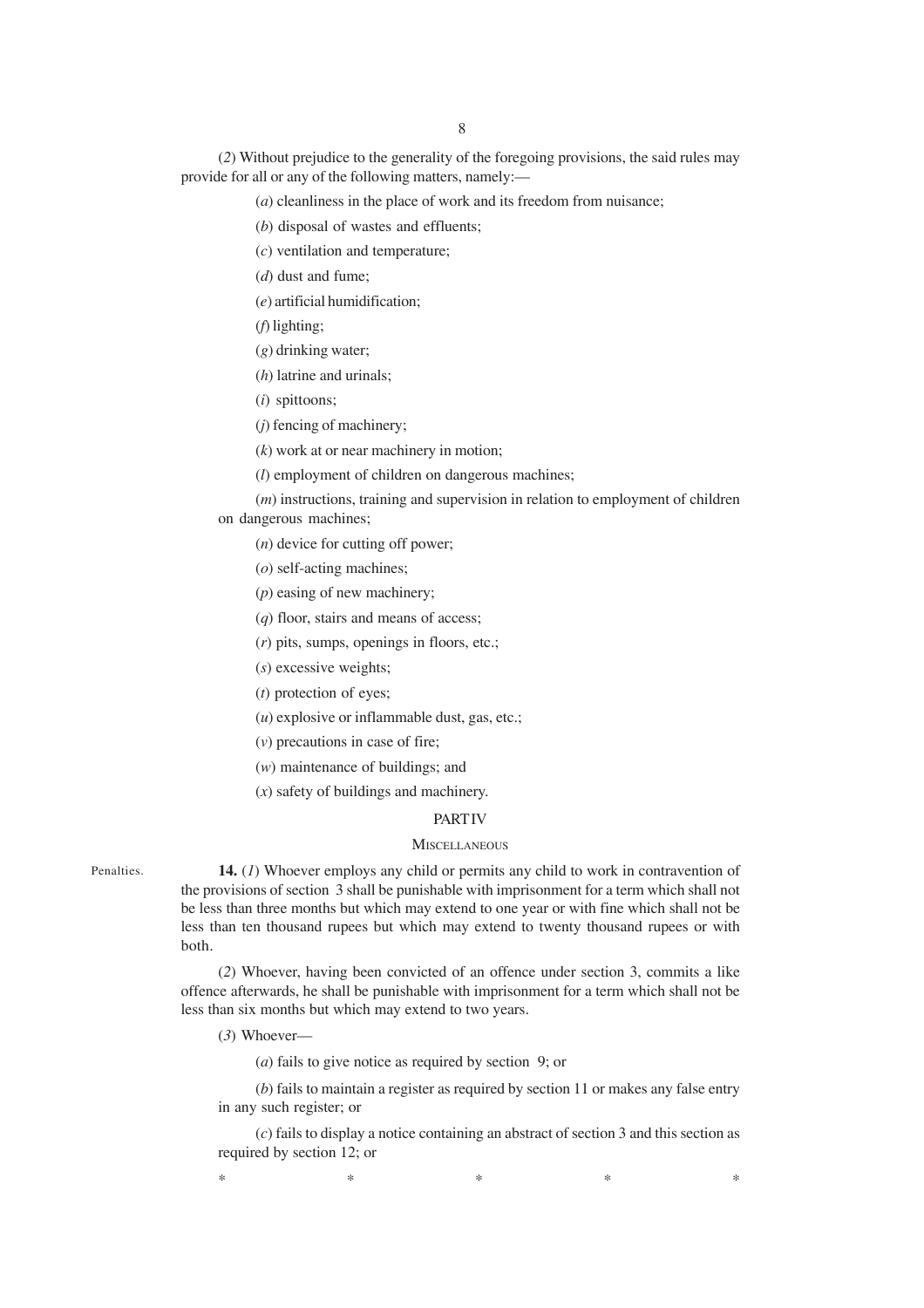(*2*) Without prejudice to the generality of the foregoing provisions, the said rules may provide for all or any of the following matters, namely:—

(*a*) cleanliness in the place of work and its freedom from nuisance;

(*b*) disposal of wastes and effluents;

(*c*) ventilation and temperature;

(*d*) dust and fume;

(*e*) artificial humidification;

(*f*) lighting;

(*g*) drinking water;

(*h*) latrine and urinals;

(*i*) spittoons;

(*j*) fencing of machinery;

(*k*) work at or near machinery in motion;

(*l*) employment of children on dangerous machines;

(*m*) instructions, training and supervision in relation to employment of children on dangerous machines;

(*n*) device for cutting off power;

(*o*) self-acting machines;

(*p*) easing of new machinery;

(*q*) floor, stairs and means of access;

(*r*) pits, sumps, openings in floors, etc.;

(*s*) excessive weights;

(*t*) protection of eyes;

(*u*) explosive or inflammable dust, gas, etc.;

(*v*) precautions in case of fire;

(*w*) maintenance of buildings; and

(*x*) safety of buildings and machinery.

## PART IV

### MISCELLANEOUS

Penalties.

**14.** (*1*) Whoever employs any child or permits any child to work in contravention of the provisions of section 3 shall be punishable with imprisonment for a term which shall not be less than three months but which may extend to one year or with fine which shall not be less than ten thousand rupees but which may extend to twenty thousand rupees or with both.

(*2*) Whoever, having been convicted of an offence under section 3, commits a like offence afterwards, he shall be punishable with imprisonment for a term which shall not be less than six months but which may extend to two years.

(*3*) Whoever—

(*a*) fails to give notice as required by section 9; or

(*b*) fails to maintain a register as required by section 11 or makes any false entry in any such register; or

(*c*) fails to display a notice containing an abstract of section 3 and this section as required by section 12; or

\* \* \* \* \*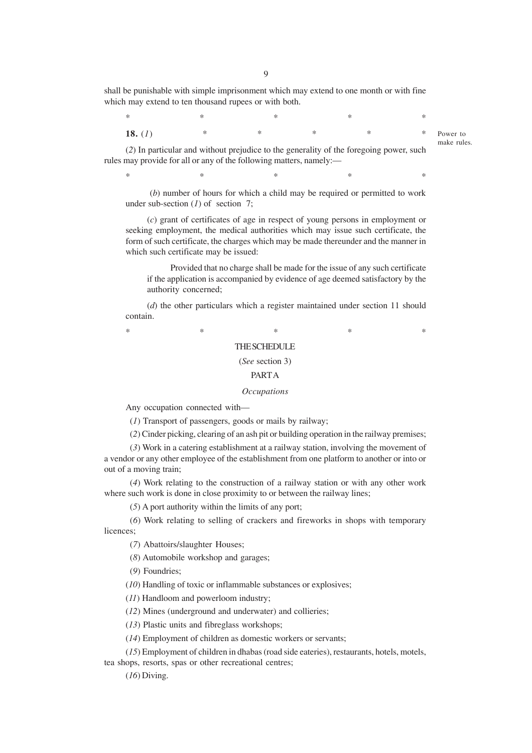shall be punishable with simple imprisonment which may extend to one month or with fine which may extend to ten thousand rupees or with both.

\*　　　　\*　　　　\*　　　　\*　　　　\*

**18.** (*1*)　　\*　　\*　　\*　　\*　　\*　　Power to make rules.

(*2*) In particular and without prejudice to the generality of the foregoing power, such rules may provide for all or any of the following matters, namely:—

\*　　　　\*　　　　\*　　　　\*　　　　\*

(*b*) number of hours for which a child may be required or permitted to work under sub-section (*1*) of section 7;

(*c*) grant of certificates of age in respect of young persons in employment or seeking employment, the medical authorities which may issue such certificate, the form of such certificate, the charges which may be made thereunder and the manner in which such certificate may be issued:

Provided that no charge shall be made for the issue of any such certificate if the application is accompanied by evidence of age deemed satisfactory by the authority concerned;

(*d*) the other particulars which a register maintained under section 11 should contain.

\*　　　　\*　　　　\*　　　　\*　　　　\*

## THE SCHEDULE

(*See* section 3)

### PART A

*Occupations*

Any occupation connected with—

(*1*) Transport of passengers, goods or mails by railway;

(*2*) Cinder picking, clearing of an ash pit or building operation in the railway premises;

(*3*) Work in a catering establishment at a railway station, involving the movement of a vendor or any other employee of the establishment from one platform to another or into or out of a moving train;

(*4*) Work relating to the construction of a railway station or with any other work where such work is done in close proximity to or between the railway lines;

(*5*) A port authority within the limits of any port;

(*6*) Work relating to selling of crackers and fireworks in shops with temporary licences;

(*7*) Abattoirs/slaughter Houses;

(*8*) Automobile workshop and garages;

(*9*) Foundries;

(*10*) Handling of toxic or inflammable substances or explosives;

(*11*) Handloom and powerloom industry;

(*12*) Mines (underground and underwater) and collieries;

(*13*) Plastic units and fibreglass workshops;

(*14*) Employment of children as domestic workers or servants;

(*15*) Employment of children in dhabas (road side eateries), restaurants, hotels, motels, tea shops, resorts, spas or other recreational centres;

(*16*) Diving.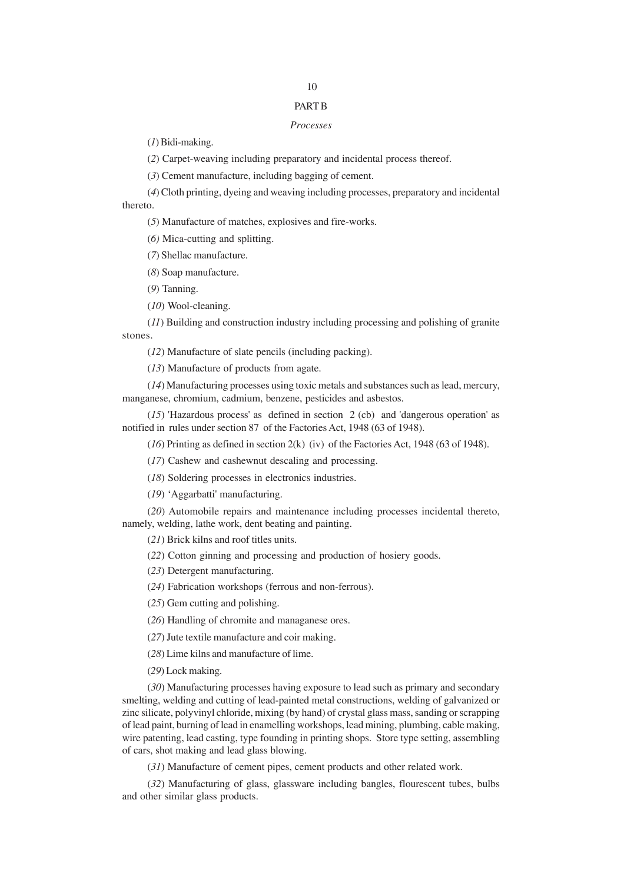## PART B

*Processes*

(*1*) Bidi-making.

(*2*) Carpet-weaving including preparatory and incidental process thereof.

(*3*) Cement manufacture, including bagging of cement.

(*4*) Cloth printing, dyeing and weaving including processes, preparatory and incidental thereto.

(*5*) Manufacture of matches, explosives and fire-works.

(*6)* Mica-cutting and splitting.

(*7*) Shellac manufacture.

(*8*) Soap manufacture.

(*9*) Tanning.

(*10*) Wool-cleaning.

(*11*) Building and construction industry including processing and polishing of granite stones.

(*12*) Manufacture of slate pencils (including packing).

(*13*) Manufacture of products from agate.

(*14*) Manufacturing processes using toxic metals and substances such as lead, mercury, manganese, chromium, cadmium, benzene, pesticides and asbestos.

(*15*) 'Hazardous process' as defined in section 2 (cb) and 'dangerous operation' as notified in rules under section 87 of the Factories Act, 1948 (63 of 1948).

(*16*) Printing as defined in section 2(k) (iv) of the Factories Act, 1948 (63 of 1948).

(*17*) Cashew and cashewnut descaling and processing.

(*18*) Soldering processes in electronics industries.

(*19*) 'Aggarbatti' manufacturing.

(*20*) Automobile repairs and maintenance including processes incidental thereto, namely, welding, lathe work, dent beating and painting.

(*21*) Brick kilns and roof titles units.

(*22*) Cotton ginning and processing and production of hosiery goods.

(*23*) Detergent manufacturing.

(*24*) Fabrication workshops (ferrous and non-ferrous).

(*25*) Gem cutting and polishing.

(*26*) Handling of chromite and managanese ores.

(*27*) Jute textile manufacture and coir making.

(*28*) Lime kilns and manufacture of lime.

(*29*) Lock making.

(*30*) Manufacturing processes having exposure to lead such as primary and secondary smelting, welding and cutting of lead-painted metal constructions, welding of galvanized or zinc silicate, polyvinyl chloride, mixing (by hand) of crystal glass mass, sanding or scrapping of lead paint, burning of lead in enamelling workshops, lead mining, plumbing, cable making, wire patenting, lead casting, type founding in printing shops. Store type setting, assembling of cars, shot making and lead glass blowing.

(*31*) Manufacture of cement pipes, cement products and other related work.

(*32*) Manufacturing of glass, glassware including bangles, flourescent tubes, bulbs and other similar glass products.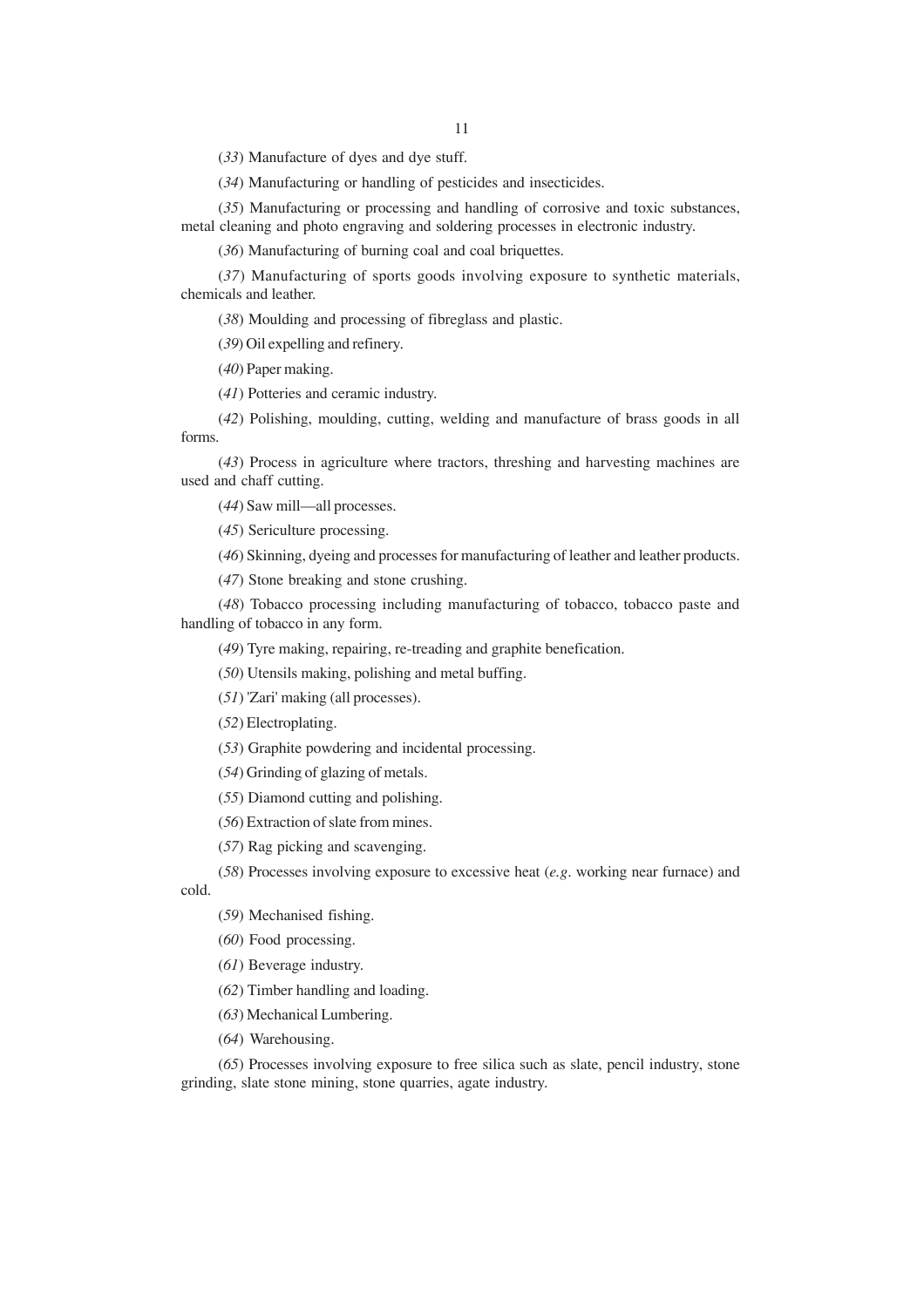(*33*) Manufacture of dyes and dye stuff.

(*34*) Manufacturing or handling of pesticides and insecticides.

(*35*) Manufacturing or processing and handling of corrosive and toxic substances, metal cleaning and photo engraving and soldering processes in electronic industry.

(*36*) Manufacturing of burning coal and coal briquettes.

(*37*) Manufacturing of sports goods involving exposure to synthetic materials, chemicals and leather.

(*38*) Moulding and processing of fibreglass and plastic.

(*39*) Oil expelling and refinery.

(*40*) Paper making.

(*41*) Potteries and ceramic industry.

(*42*) Polishing, moulding, cutting, welding and manufacture of brass goods in all forms.

(*43*) Process in agriculture where tractors, threshing and harvesting machines are used and chaff cutting.

(*44*) Saw mill—all processes.

(*45*) Sericulture processing.

(*46*) Skinning, dyeing and processes for manufacturing of leather and leather products.

(*47*) Stone breaking and stone crushing.

(*48*) Tobacco processing including manufacturing of tobacco, tobacco paste and handling of tobacco in any form.

(*49*) Tyre making, repairing, re-treading and graphite benefication.

(*50*) Utensils making, polishing and metal buffing.

(*51*) 'Zari' making (all processes).

(*52*) Electroplating.

(*53*) Graphite powdering and incidental processing.

(*54*) Grinding of glazing of metals.

(*55*) Diamond cutting and polishing.

(*56*) Extraction of slate from mines.

(*57*) Rag picking and scavenging.

(*58*) Processes involving exposure to excessive heat (*e.g*. working near furnace) and cold.

(*59*) Mechanised fishing.

(*60*) Food processing.

(*61*) Beverage industry.

(*62*) Timber handling and loading.

(*63*) Mechanical Lumbering.

(*64*) Warehousing.

(*65*) Processes involving exposure to free silica such as slate, pencil industry, stone grinding, slate stone mining, stone quarries, agate industry.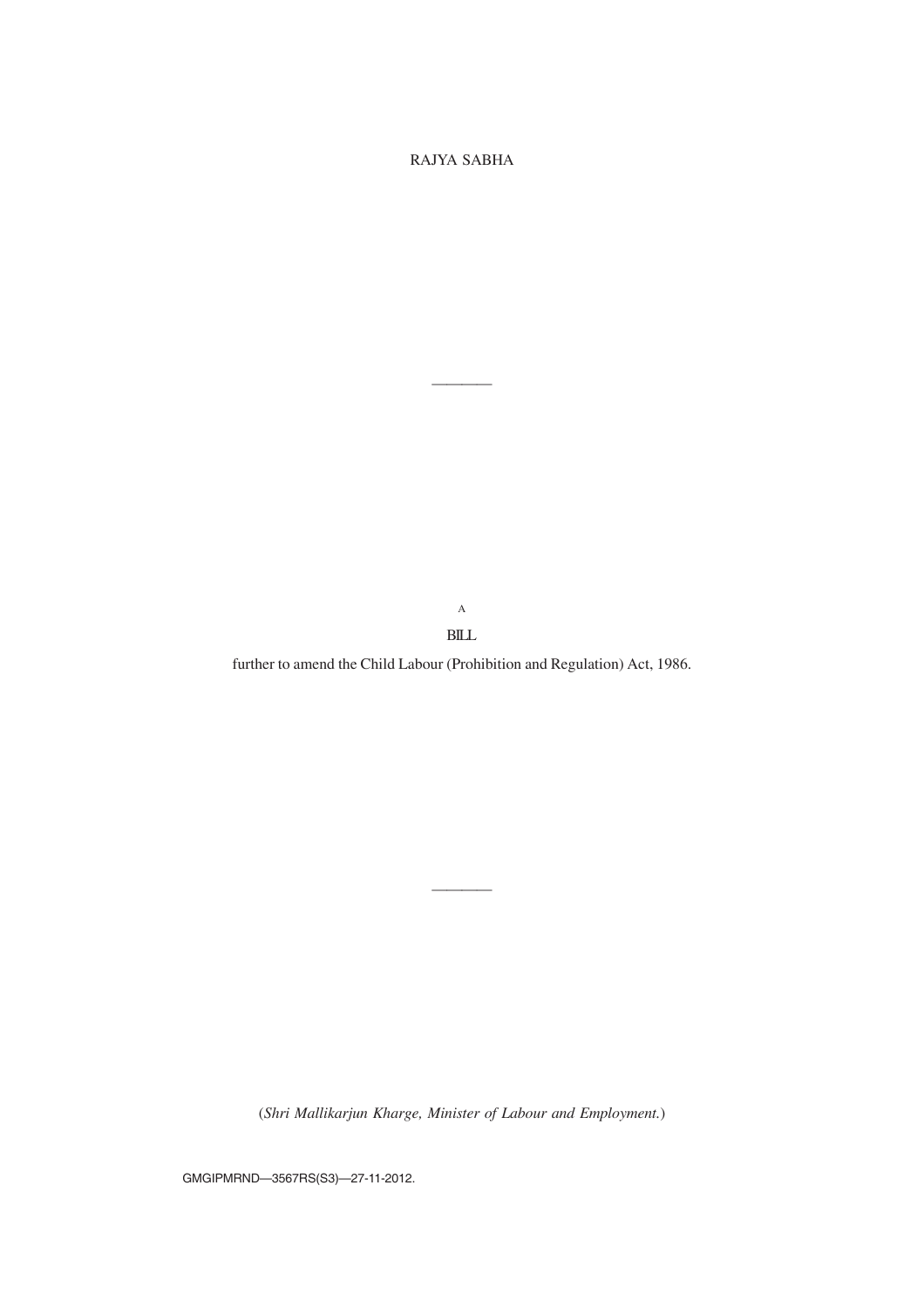RAJYA SABHA

————

A

BILL

further to amend the Child Labour (Prohibition and Regulation) Act, 1986.

————

(*Shri Mallikarjun Kharge, Minister of Labour and Employment.*)

GMGIPMRND—3567RS(S3)—27-11-2012.